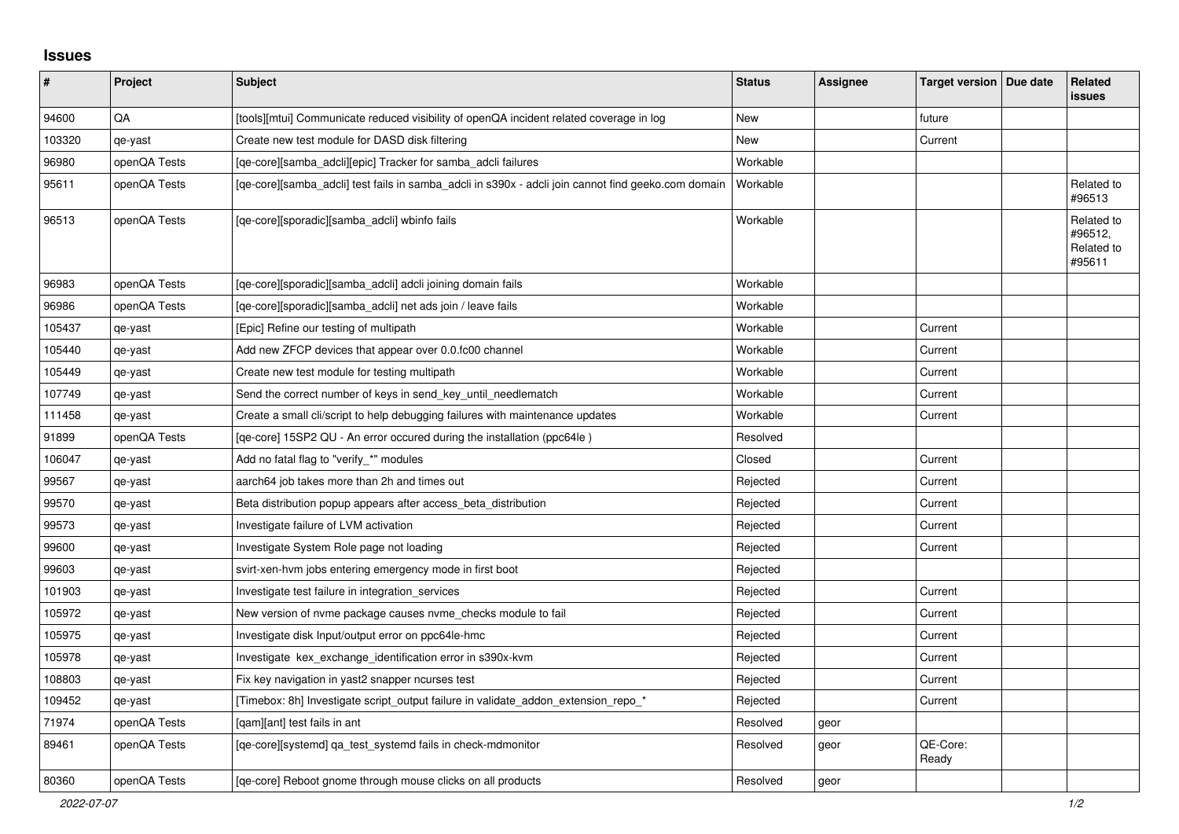## Issues

| # | Project | Subject | Status | Assignee | Target version | Due date | Related issues |
|---|---|---|---|---|---|---|---|
| 94600 | QA | [tools][mtui] Communicate reduced visibility of openQA incident related coverage in log | New | | future | | |
| 103320 | qe-yast | Create new test module for DASD disk filtering | New | | Current | | |
| 96980 | openQA Tests | [qe-core][samba_adcli][epic] Tracker for samba_adcli failures | Workable | | | | |
| 95611 | openQA Tests | [qe-core][samba_adcli] test fails in samba_adcli in s390x - adcli join cannot find geeko.com domain | Workable | | | | Related to #96513 |
| 96513 | openQA Tests | [qe-core][sporadic][samba_adcli] wbinfo fails | Workable | | | | Related to #96512, Related to #95611 |
| 96983 | openQA Tests | [qe-core][sporadic][samba_adcli] adcli joining domain fails | Workable | | | | |
| 96986 | openQA Tests | [qe-core][sporadic][samba_adcli] net ads join / leave fails | Workable | | | | |
| 105437 | qe-yast | [Epic] Refine our testing of multipath | Workable | | Current | | |
| 105440 | qe-yast | Add new ZFCP devices that appear over 0.0.fc00 channel | Workable | | Current | | |
| 105449 | qe-yast | Create new test module for testing multipath | Workable | | Current | | |
| 107749 | qe-yast | Send the correct number of keys in send_key_until_needlematch | Workable | | Current | | |
| 111458 | qe-yast | Create a small cli/script to help debugging failures with maintenance updates | Workable | | Current | | |
| 91899 | openQA Tests | [qe-core] 15SP2 QU - An error occured during the installation (ppc64le ) | Resolved | | | | |
| 106047 | qe-yast | Add no fatal flag to "verify_*" modules | Closed | | Current | | |
| 99567 | qe-yast | aarch64 job takes more than 2h and times out | Rejected | | Current | | |
| 99570 | qe-yast | Beta distribution popup appears after access_beta_distribution | Rejected | | Current | | |
| 99573 | qe-yast | Investigate failure of LVM activation | Rejected | | Current | | |
| 99600 | qe-yast | Investigate System Role page not loading | Rejected | | Current | | |
| 99603 | qe-yast | svirt-xen-hvm jobs entering emergency mode in first boot | Rejected | | | | |
| 101903 | qe-yast | Investigate test failure in integration_services | Rejected | | Current | | |
| 105972 | qe-yast | New version of nvme package causes nvme_checks module to fail | Rejected | | Current | | |
| 105975 | qe-yast | Investigate disk Input/output error on ppc64le-hmc | Rejected | | Current | | |
| 105978 | qe-yast | Investigate kex_exchange_identification error in s390x-kvm | Rejected | | Current | | |
| 108803 | qe-yast | Fix key navigation in yast2 snapper ncurses test | Rejected | | Current | | |
| 109452 | qe-yast | [Timebox: 8h] Investigate script_output failure in validate_addon_extension_repo_* | Rejected | | Current | | |
| 71974 | openQA Tests | [qam][ant] test fails in ant | Resolved | geor | | | |
| 89461 | openQA Tests | [qe-core][systemd] qa_test_systemd fails in check-mdmonitor | Resolved | geor | QE-Core: Ready | | |
| 80360 | openQA Tests | [qe-core] Reboot gnome through mouse clicks on all products | Resolved | geor | | | |

2022-07-07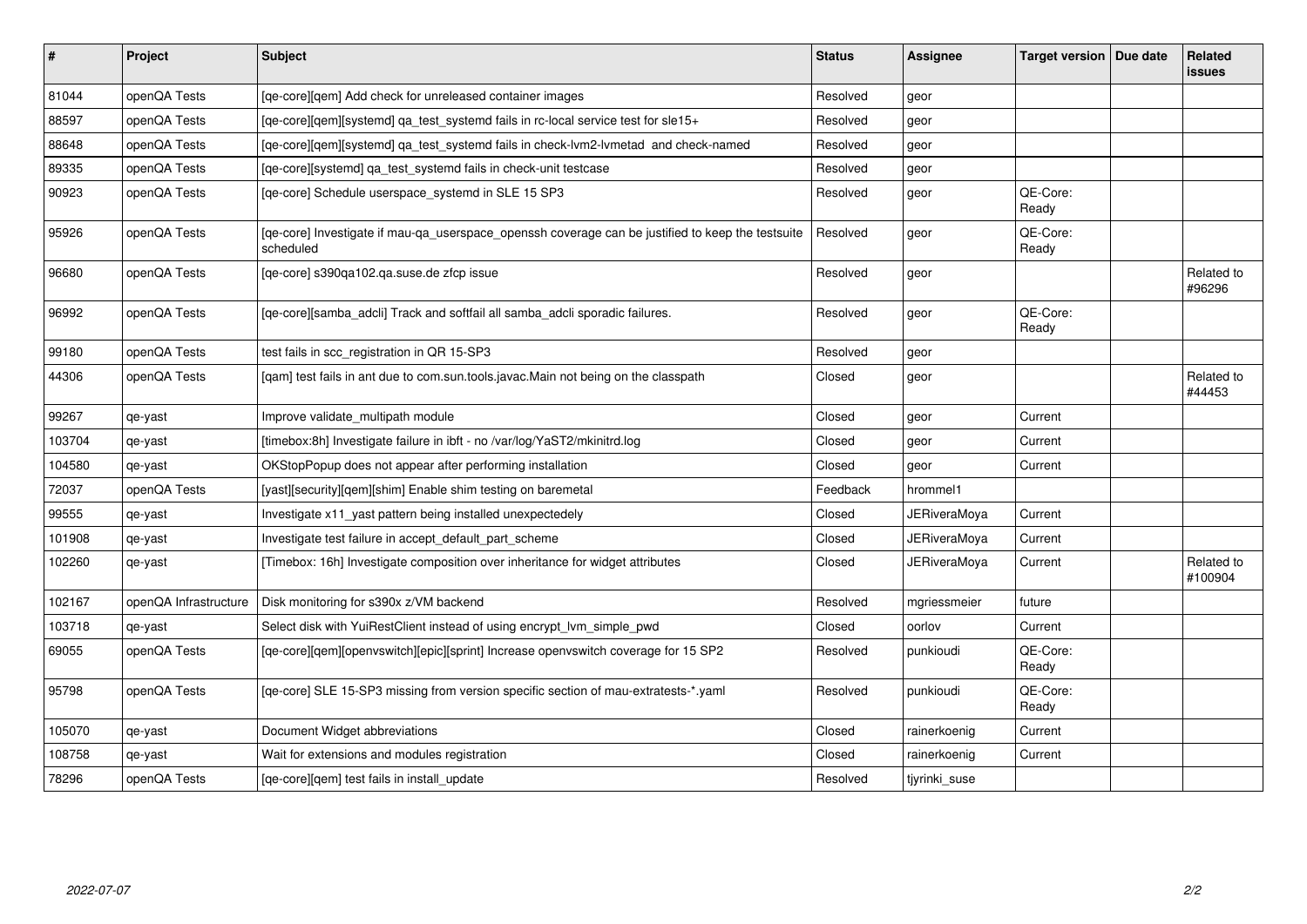| # | Project | Subject | Status | Assignee | Target version | Due date | Related issues |
|---|---|---|---|---|---|---|---|
| 81044 | openQA Tests | [qe-core][qem] Add check for unreleased container images | Resolved | geor | | | |
| 88597 | openQA Tests | [qe-core][qem][systemd] qa_test_systemd fails in rc-local service test for sle15+ | Resolved | geor | | | |
| 88648 | openQA Tests | [qe-core][qem][systemd] qa_test_systemd fails in check-lvm2-lvmetad  and check-named | Resolved | geor | | | |
| 89335 | openQA Tests | [qe-core][systemd] qa_test_systemd fails in check-unit testcase | Resolved | geor | | | |
| 90923 | openQA Tests | [qe-core] Schedule userspace_systemd in SLE 15 SP3 | Resolved | geor | QE-Core: Ready | | |
| 95926 | openQA Tests | [qe-core] Investigate if mau-qa_userspace_openssh coverage can be justified to keep the testsuite scheduled | Resolved | geor | QE-Core: Ready | | |
| 96680 | openQA Tests | [qe-core] s390qa102.qa.suse.de zfcp issue | Resolved | geor | | | Related to #96296 |
| 96992 | openQA Tests | [qe-core][samba_adcli] Track and softfail all samba_adcli sporadic failures. | Resolved | geor | QE-Core: Ready | | |
| 99180 | openQA Tests | test fails in scc_registration in QR 15-SP3 | Resolved | geor | | | |
| 44306 | openQA Tests | [qam] test fails in ant due to com.sun.tools.javac.Main not being on the classpath | Closed | geor | | | Related to #44453 |
| 99267 | qe-yast | Improve validate_multipath module | Closed | geor | Current | | |
| 103704 | qe-yast | [timebox:8h] Investigate failure in ibft - no /var/log/YaST2/mkinitrd.log | Closed | geor | Current | | |
| 104580 | qe-yast | OKStopPopup does not appear after performing installation | Closed | geor | Current | | |
| 72037 | openQA Tests | [yast][security][qem][shim] Enable shim testing on baremetal | Feedback | hrommel1 | | | |
| 99555 | qe-yast | Investigate x11_yast pattern being installed unexpectedely | Closed | JERiveraMoya | Current | | |
| 101908 | qe-yast | Investigate test failure in accept_default_part_scheme | Closed | JERiveraMoya | Current | | |
| 102260 | qe-yast | [Timebox: 16h] Investigate composition over inheritance for widget attributes | Closed | JERiveraMoya | Current | | Related to #100904 |
| 102167 | openQA Infrastructure | Disk monitoring for s390x z/VM backend | Resolved | mgriessmeier | future | | |
| 103718 | qe-yast | Select disk with YuiRestClient instead of using encrypt_lvm_simple_pwd | Closed | oorlov | Current | | |
| 69055 | openQA Tests | [qe-core][qem][openvswitch][epic][sprint] Increase openvswitch coverage for 15 SP2 | Resolved | punkioudi | QE-Core: Ready | | |
| 95798 | openQA Tests | [qe-core] SLE 15-SP3 missing from version specific section of mau-extratests-*.yaml | Resolved | punkioudi | QE-Core: Ready | | |
| 105070 | qe-yast | Document Widget abbreviations | Closed | rainerkoenig | Current | | |
| 108758 | qe-yast | Wait for extensions and modules registration | Closed | rainerkoenig | Current | | |
| 78296 | openQA Tests | [qe-core][qem] test fails in install_update | Resolved | tjyrinki_suse | | | |